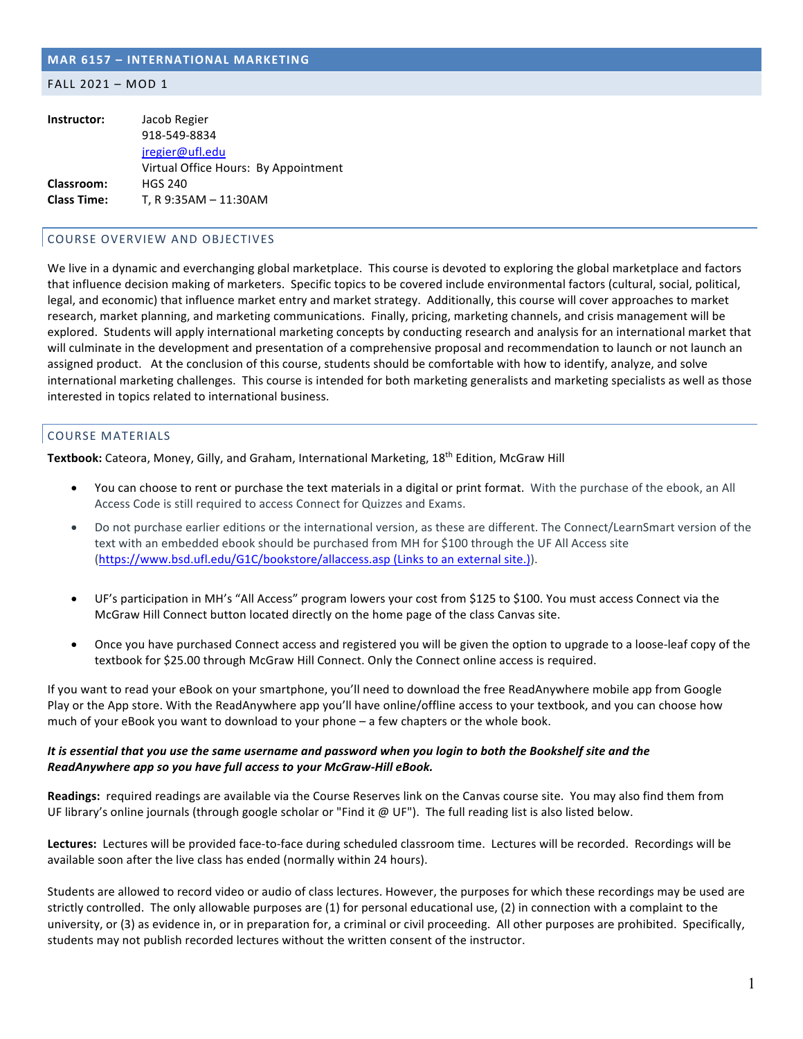## MAR 6157 – INTERNATIONAL MARKETING

FALL 2021 – MOD 1

**Instructor:** Jacob Regier
918-549-8834
jregier@ufl.edu
Virtual Office Hours: By Appointment

**Classroom:** HGS 240

**Class Time:** T, R 9:35AM – 11:30AM

### COURSE OVERVIEW AND OBJECTIVES

We live in a dynamic and everchanging global marketplace. This course is devoted to exploring the global marketplace and factors that influence decision making of marketers. Specific topics to be covered include environmental factors (cultural, social, political, legal, and economic) that influence market entry and market strategy. Additionally, this course will cover approaches to market research, market planning, and marketing communications. Finally, pricing, marketing channels, and crisis management will be explored. Students will apply international marketing concepts by conducting research and analysis for an international market that will culminate in the development and presentation of a comprehensive proposal and recommendation to launch or not launch an assigned product. At the conclusion of this course, students should be comfortable with how to identify, analyze, and solve international marketing challenges. This course is intended for both marketing generalists and marketing specialists as well as those interested in topics related to international business.

### COURSE MATERIALS

**Textbook:** Cateora, Money, Gilly, and Graham, International Marketing, 18th Edition, McGraw Hill

- You can choose to rent or purchase the text materials in a digital or print format. With the purchase of the ebook, an All Access Code is still required to access Connect for Quizzes and Exams.
- Do not purchase earlier editions or the international version, as these are different. The Connect/LearnSmart version of the text with an embedded ebook should be purchased from MH for $100 through the UF All Access site (https://www.bsd.ufl.edu/G1C/bookstore/allaccess.asp (Links to an external site.)).
- UF's participation in MH's "All Access" program lowers your cost from $125 to $100. You must access Connect via the McGraw Hill Connect button located directly on the home page of the class Canvas site.
- Once you have purchased Connect access and registered you will be given the option to upgrade to a loose-leaf copy of the textbook for $25.00 through McGraw Hill Connect. Only the Connect online access is required.

If you want to read your eBook on your smartphone, you'll need to download the free ReadAnywhere mobile app from Google Play or the App store. With the ReadAnywhere app you'll have online/offline access to your textbook, and you can choose how much of your eBook you want to download to your phone – a few chapters or the whole book.

***It is essential that you use the same username and password when you login to both the Bookshelf site and the ReadAnywhere app so you have full access to your McGraw-Hill eBook.***

**Readings:** required readings are available via the Course Reserves link on the Canvas course site. You may also find them from UF library's online journals (through google scholar or "Find it @ UF"). The full reading list is also listed below.

**Lectures:** Lectures will be provided face-to-face during scheduled classroom time. Lectures will be recorded. Recordings will be available soon after the live class has ended (normally within 24 hours).

Students are allowed to record video or audio of class lectures. However, the purposes for which these recordings may be used are strictly controlled. The only allowable purposes are (1) for personal educational use, (2) in connection with a complaint to the university, or (3) as evidence in, or in preparation for, a criminal or civil proceeding. All other purposes are prohibited. Specifically, students may not publish recorded lectures without the written consent of the instructor.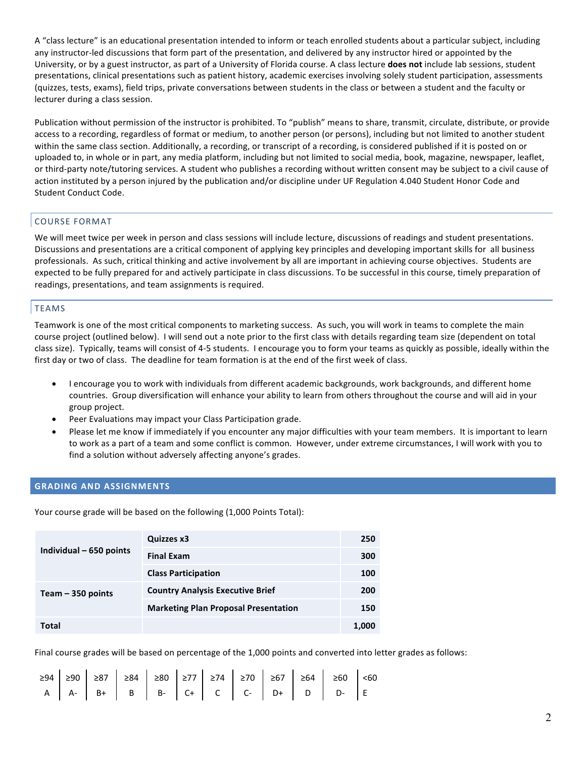A "class lecture" is an educational presentation intended to inform or teach enrolled students about a particular subject, including any instructor-led discussions that form part of the presentation, and delivered by any instructor hired or appointed by the University, or by a guest instructor, as part of a University of Florida course. A class lecture **does not** include lab sessions, student presentations, clinical presentations such as patient history, academic exercises involving solely student participation, assessments (quizzes, tests, exams), field trips, private conversations between students in the class or between a student and the faculty or lecturer during a class session.

Publication without permission of the instructor is prohibited. To "publish" means to share, transmit, circulate, distribute, or provide access to a recording, regardless of format or medium, to another person (or persons), including but not limited to another student within the same class section. Additionally, a recording, or transcript of a recording, is considered published if it is posted on or uploaded to, in whole or in part, any media platform, including but not limited to social media, book, magazine, newspaper, leaflet, or third-party note/tutoring services. A student who publishes a recording without written consent may be subject to a civil cause of action instituted by a person injured by the publication and/or discipline under UF Regulation 4.040 Student Honor Code and Student Conduct Code.

## COURSE FORMAT

We will meet twice per week in person and class sessions will include lecture, discussions of readings and student presentations. Discussions and presentations are a critical component of applying key principles and developing important skills for all business professionals. As such, critical thinking and active involvement by all are important in achieving course objectives. Students are expected to be fully prepared for and actively participate in class discussions. To be successful in this course, timely preparation of readings, presentations, and team assignments is required.

## TEAMS

Teamwork is one of the most critical components to marketing success. As such, you will work in teams to complete the main course project (outlined below). I will send out a note prior to the first class with details regarding team size (dependent on total class size). Typically, teams will consist of 4-5 students. I encourage you to form your teams as quickly as possible, ideally within the first day or two of class. The deadline for team formation is at the end of the first week of class.

- I encourage you to work with individuals from different academic backgrounds, work backgrounds, and different home countries. Group diversification will enhance your ability to learn from others throughout the course and will aid in your group project.
- Peer Evaluations may impact your Class Participation grade.
- Please let me know if immediately if you encounter any major difficulties with your team members. It is important to learn to work as a part of a team and some conflict is common. However, under extreme circumstances, I will work with you to find a solution without adversely affecting anyone's grades.

## GRADING AND ASSIGNMENTS

Your course grade will be based on the following (1,000 Points Total):

| | | |
|---|---|---|
| **Individual – 650 points** | **Quizzes x3** | **250** |
| | **Final Exam** | **300** |
| | **Class Participation** | **100** |
| **Team – 350 points** | **Country Analysis Executive Brief** | **200** |
| | **Marketing Plan Proposal Presentation** | **150** |
| **Total** | | **1,000** |

Final course grades will be based on percentage of the 1,000 points and converted into letter grades as follows:

| ≥94 | ≥90 | ≥87 | ≥84 | ≥80 | ≥77 | ≥74 | ≥70 | ≥67 | ≥64 | ≥60 | <60 |
|---|---|---|---|---|---|---|---|---|---|---|---|
| A | A- | B+ | B | B- | C+ | C | C- | D+ | D | D- | E |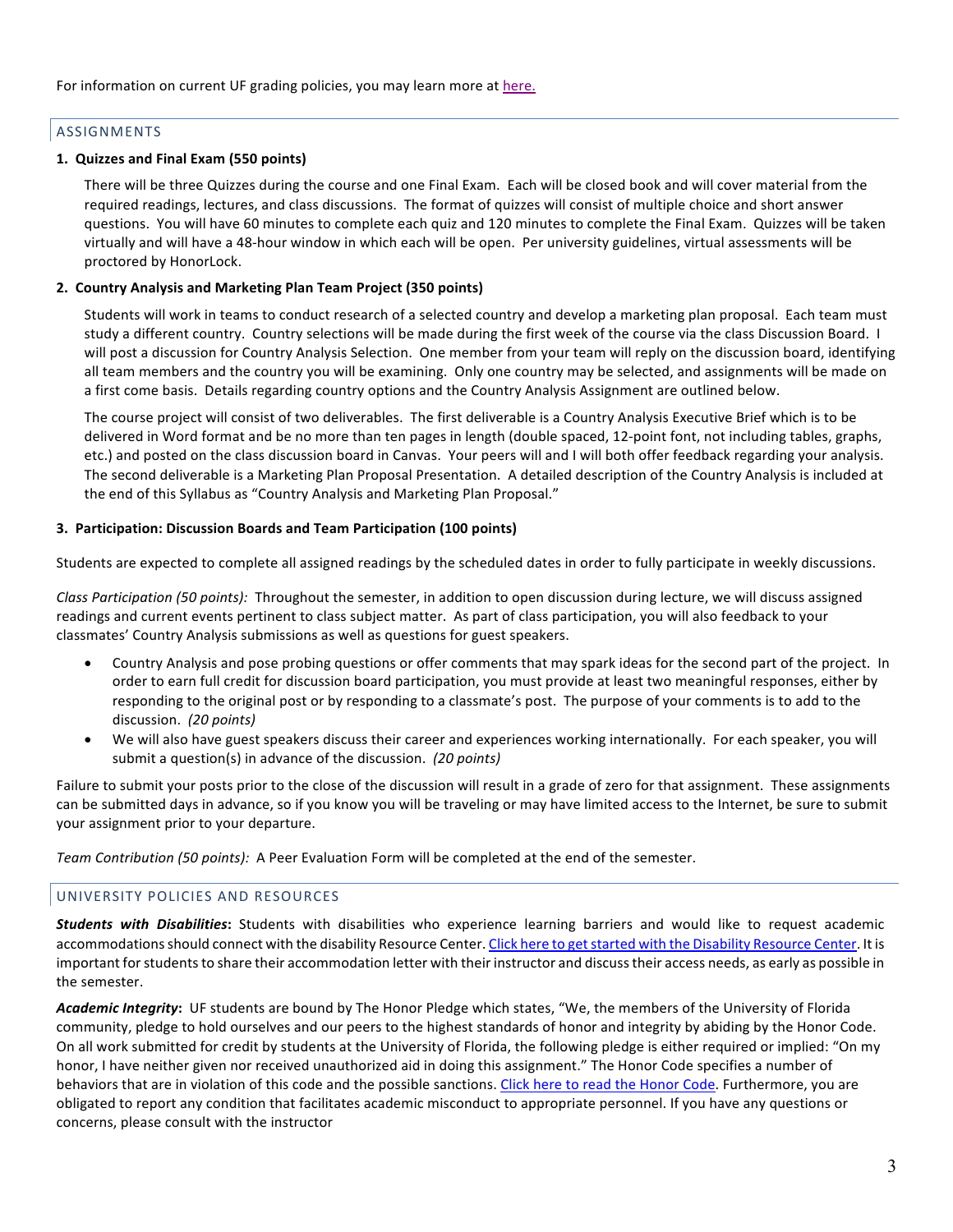For information on current UF grading policies, you may learn more at [here.](#)

## ASSIGNMENTS

**1. Quizzes and Final Exam (550 points)**

There will be three Quizzes during the course and one Final Exam. Each will be closed book and will cover material from the required readings, lectures, and class discussions. The format of quizzes will consist of multiple choice and short answer questions. You will have 60 minutes to complete each quiz and 120 minutes to complete the Final Exam. Quizzes will be taken virtually and will have a 48-hour window in which each will be open. Per university guidelines, virtual assessments will be proctored by HonorLock.

**2. Country Analysis and Marketing Plan Team Project (350 points)**

Students will work in teams to conduct research of a selected country and develop a marketing plan proposal. Each team must study a different country. Country selections will be made during the first week of the course via the class Discussion Board. I will post a discussion for Country Analysis Selection. One member from your team will reply on the discussion board, identifying all team members and the country you will be examining. Only one country may be selected, and assignments will be made on a first come basis. Details regarding country options and the Country Analysis Assignment are outlined below.

The course project will consist of two deliverables. The first deliverable is a Country Analysis Executive Brief which is to be delivered in Word format and be no more than ten pages in length (double spaced, 12-point font, not including tables, graphs, etc.) and posted on the class discussion board in Canvas. Your peers will and I will both offer feedback regarding your analysis. The second deliverable is a Marketing Plan Proposal Presentation. A detailed description of the Country Analysis is included at the end of this Syllabus as "Country Analysis and Marketing Plan Proposal."

**3. Participation: Discussion Boards and Team Participation (100 points)**

Students are expected to complete all assigned readings by the scheduled dates in order to fully participate in weekly discussions.

*Class Participation (50 points):* Throughout the semester, in addition to open discussion during lecture, we will discuss assigned readings and current events pertinent to class subject matter. As part of class participation, you will also feedback to your classmates' Country Analysis submissions as well as questions for guest speakers.

- Country Analysis and pose probing questions or offer comments that may spark ideas for the second part of the project. In order to earn full credit for discussion board participation, you must provide at least two meaningful responses, either by responding to the original post or by responding to a classmate's post. The purpose of your comments is to add to the discussion. *(20 points)*
- We will also have guest speakers discuss their career and experiences working internationally. For each speaker, you will submit a question(s) in advance of the discussion. *(20 points)*

Failure to submit your posts prior to the close of the discussion will result in a grade of zero for that assignment. These assignments can be submitted days in advance, so if you know you will be traveling or may have limited access to the Internet, be sure to submit your assignment prior to your departure.

*Team Contribution (50 points):* A Peer Evaluation Form will be completed at the end of the semester.

## UNIVERSITY POLICIES AND RESOURCES

***Students with Disabilities*:** Students with disabilities who experience learning barriers and would like to request academic accommodations should connect with the disability Resource Center. [Click here to get started with the Disability Resource Center](#). It is important for students to share their accommodation letter with their instructor and discuss their access needs, as early as possible in the semester.

***Academic Integrity*:** UF students are bound by The Honor Pledge which states, "We, the members of the University of Florida community, pledge to hold ourselves and our peers to the highest standards of honor and integrity by abiding by the Honor Code. On all work submitted for credit by students at the University of Florida, the following pledge is either required or implied: "On my honor, I have neither given nor received unauthorized aid in doing this assignment." The Honor Code specifies a number of behaviors that are in violation of this code and the possible sanctions. [Click here to read the Honor Code](#). Furthermore, you are obligated to report any condition that facilitates academic misconduct to appropriate personnel. If you have any questions or concerns, please consult with the instructor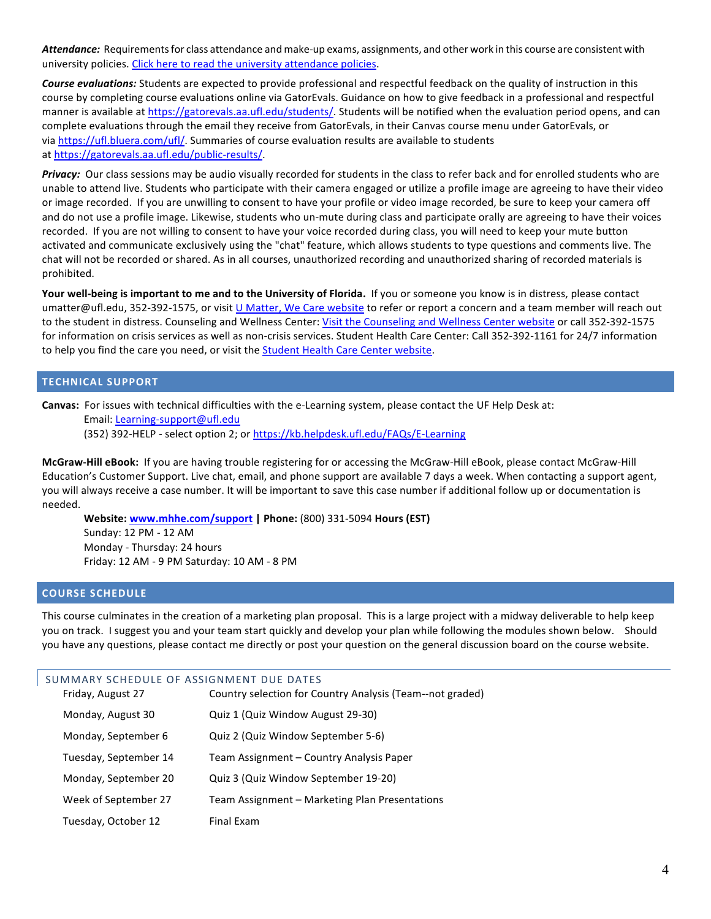***Attendance:*** Requirements for class attendance and make-up exams, assignments, and other work in this course are consistent with university policies. [Click here to read the university attendance policies](#).

***Course evaluations:*** Students are expected to provide professional and respectful feedback on the quality of instruction in this course by completing course evaluations online via GatorEvals. Guidance on how to give feedback in a professional and respectful manner is available at https://gatorevals.aa.ufl.edu/students/. Students will be notified when the evaluation period opens, and can complete evaluations through the email they receive from GatorEvals, in their Canvas course menu under GatorEvals, or via https://ufl.bluera.com/ufl/. Summaries of course evaluation results are available to students at https://gatorevals.aa.ufl.edu/public-results/.

***Privacy:*** Our class sessions may be audio visually recorded for students in the class to refer back and for enrolled students who are unable to attend live. Students who participate with their camera engaged or utilize a profile image are agreeing to have their video or image recorded. If you are unwilling to consent to have your profile or video image recorded, be sure to keep your camera off and do not use a profile image. Likewise, students who un-mute during class and participate orally are agreeing to have their voices recorded. If you are not willing to consent to have your voice recorded during class, you will need to keep your mute button activated and communicate exclusively using the "chat" feature, which allows students to type questions and comments live. The chat will not be recorded or shared. As in all courses, unauthorized recording and unauthorized sharing of recorded materials is prohibited.

**Your well-being is important to me and to the University of Florida.** If you or someone you know is in distress, please contact umatter@ufl.edu, 352-392-1575, or visit [U Matter, We Care website](#) to refer or report a concern and a team member will reach out to the student in distress. Counseling and Wellness Center: [Visit the Counseling and Wellness Center website](#) or call 352-392-1575 for information on crisis services as well as non-crisis services. Student Health Care Center: Call 352-392-1161 for 24/7 information to help you find the care you need, or visit the [Student Health Care Center website](#).

## TECHNICAL SUPPORT

**Canvas:** For issues with technical difficulties with the e-Learning system, please contact the UF Help Desk at:

Email: Learning-support@ufl.edu
(352) 392-HELP - select option 2; or https://kb.helpdesk.ufl.edu/FAQs/E-Learning

**McGraw-Hill eBook:** If you are having trouble registering for or accessing the McGraw-Hill eBook, please contact McGraw-Hill Education's Customer Support. Live chat, email, and phone support are available 7 days a week. When contacting a support agent, you will always receive a case number. It will be important to save this case number if additional follow up or documentation is needed.

**Website: www.mhhe.com/support | Phone:** (800) 331-5094 **Hours (EST)**
Sunday: 12 PM - 12 AM
Monday - Thursday: 24 hours
Friday: 12 AM - 9 PM Saturday: 10 AM - 8 PM

## COURSE SCHEDULE

This course culminates in the creation of a marketing plan proposal. This is a large project with a midway deliverable to help keep you on track. I suggest you and your team start quickly and develop your plan while following the modules shown below. Should you have any questions, please contact me directly or post your question on the general discussion board on the course website.

### SUMMARY SCHEDULE OF ASSIGNMENT DUE DATES

| | |
|---|---|
| Friday, August 27 | Country selection for Country Analysis (Team--not graded) |
| Monday, August 30 | Quiz 1 (Quiz Window August 29-30) |
| Monday, September 6 | Quiz 2 (Quiz Window September 5-6) |
| Tuesday, September 14 | Team Assignment – Country Analysis Paper |
| Monday, September 20 | Quiz 3 (Quiz Window September 19-20) |
| Week of September 27 | Team Assignment – Marketing Plan Presentations |
| Tuesday, October 12 | Final Exam |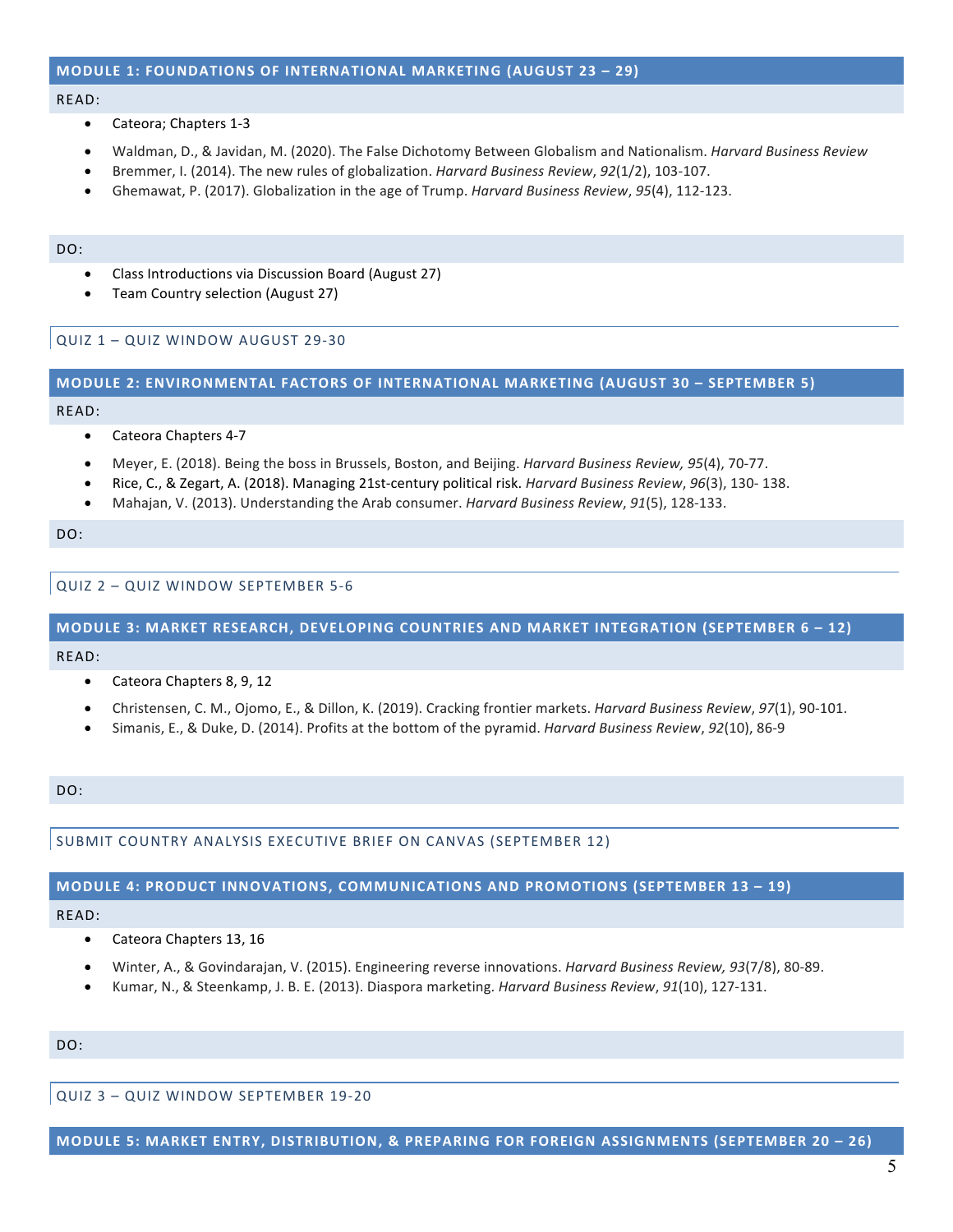## MODULE 1: FOUNDATIONS OF INTERNATIONAL MARKETING (AUGUST 23 – 29)

READ:

- Cateora; Chapters 1-3
- Waldman, D., & Javidan, M. (2020). The False Dichotomy Between Globalism and Nationalism. *Harvard Business Review*
- Bremmer, I. (2014). The new rules of globalization. *Harvard Business Review*, *92*(1/2), 103-107.
- Ghemawat, P. (2017). Globalization in the age of Trump. *Harvard Business Review*, *95*(4), 112-123.

DO:

- Class Introductions via Discussion Board (August 27)
- Team Country selection (August 27)

### QUIZ 1 – QUIZ WINDOW AUGUST 29-30

## MODULE 2: ENVIRONMENTAL FACTORS OF INTERNATIONAL MARKETING (AUGUST 30 – SEPTEMBER 5)

READ:

- Cateora Chapters 4-7
- Meyer, E. (2018). Being the boss in Brussels, Boston, and Beijing. *Harvard Business Review, 95*(4), 70-77.
- Rice, C., & Zegart, A. (2018). Managing 21st-century political risk. *Harvard Business Review*, *96*(3), 130- 138.
- Mahajan, V. (2013). Understanding the Arab consumer. *Harvard Business Review*, *91*(5), 128-133.

DO:

### QUIZ 2 – QUIZ WINDOW SEPTEMBER 5-6

## MODULE 3: MARKET RESEARCH, DEVELOPING COUNTRIES AND MARKET INTEGRATION (SEPTEMBER 6 – 12)

READ:

- Cateora Chapters 8, 9, 12
- Christensen, C. M., Ojomo, E., & Dillon, K. (2019). Cracking frontier markets. *Harvard Business Review*, *97*(1), 90-101.
- Simanis, E., & Duke, D. (2014). Profits at the bottom of the pyramid. *Harvard Business Review*, *92*(10), 86-9

DO:

### SUBMIT COUNTRY ANALYSIS EXECUTIVE BRIEF ON CANVAS (SEPTEMBER 12)

## MODULE 4: PRODUCT INNOVATIONS, COMMUNICATIONS AND PROMOTIONS (SEPTEMBER 13 – 19)

READ:

- Cateora Chapters 13, 16
- Winter, A., & Govindarajan, V. (2015). Engineering reverse innovations. *Harvard Business Review, 93*(7/8), 80-89.
- Kumar, N., & Steenkamp, J. B. E. (2013). Diaspora marketing. *Harvard Business Review*, *91*(10), 127-131.

DO:

### QUIZ 3 – QUIZ WINDOW SEPTEMBER 19-20

## MODULE 5: MARKET ENTRY, DISTRIBUTION, & PREPARING FOR FOREIGN ASSIGNMENTS (SEPTEMBER 20 – 26)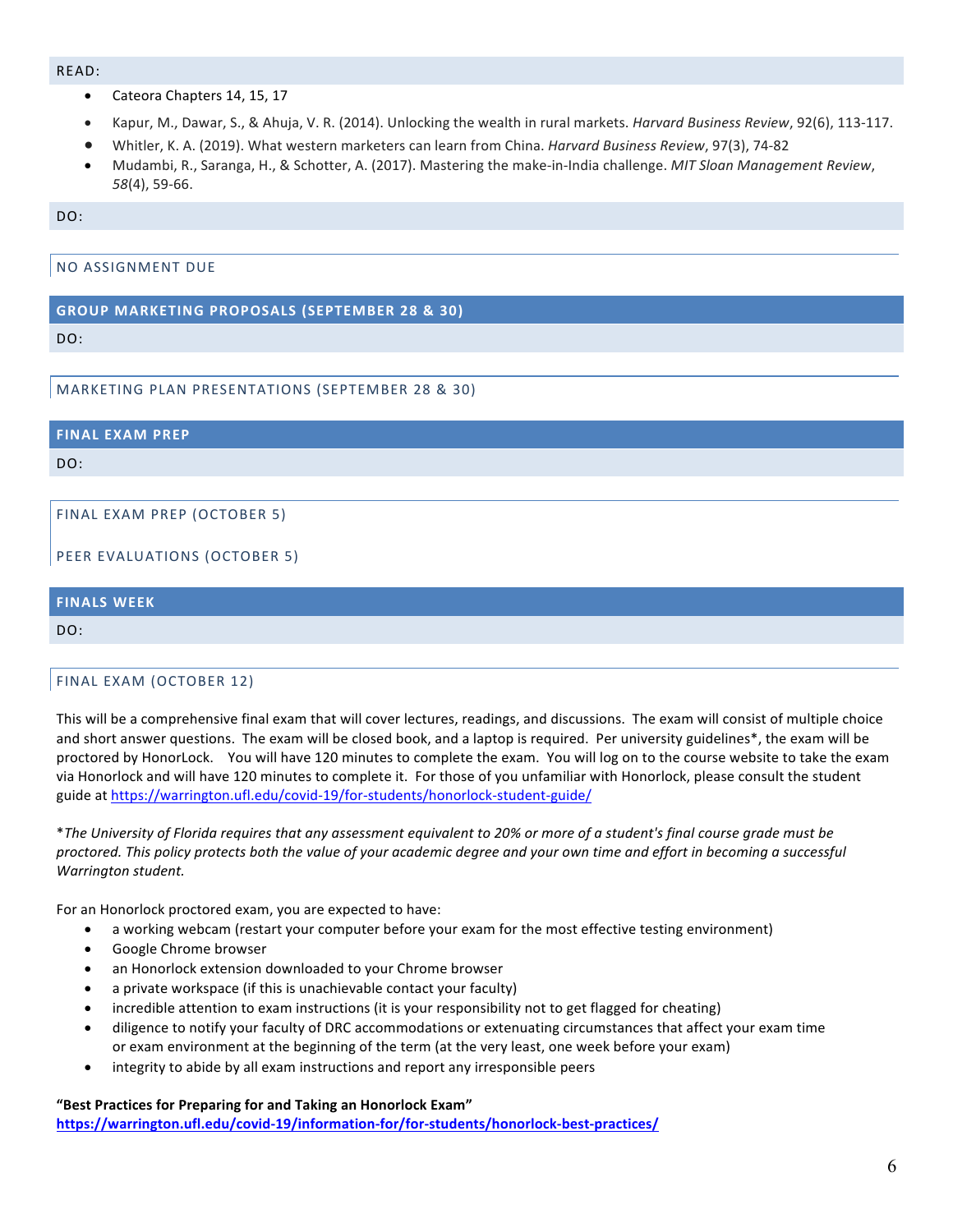READ:

- Cateora Chapters 14, 15, 17
- Kapur, M., Dawar, S., & Ahuja, V. R. (2014). Unlocking the wealth in rural markets. *Harvard Business Review*, 92(6), 113-117.
- Whitler, K. A. (2019). What western marketers can learn from China. *Harvard Business Review*, 97(3), 74-82
- Mudambi, R., Saranga, H., & Schotter, A. (2017). Mastering the make-in-India challenge. *MIT Sloan Management Review*, *58*(4), 59-66.

DO:

NO ASSIGNMENT DUE

## GROUP MARKETING PROPOSALS (SEPTEMBER 28 & 30)

DO:

MARKETING PLAN PRESENTATIONS (SEPTEMBER 28 & 30)

## FINAL EXAM PREP

DO:

FINAL EXAM PREP (OCTOBER 5)

PEER EVALUATIONS (OCTOBER 5)

## FINALS WEEK

DO:

FINAL EXAM (OCTOBER 12)

This will be a comprehensive final exam that will cover lectures, readings, and discussions. The exam will consist of multiple choice and short answer questions. The exam will be closed book, and a laptop is required. Per university guidelines*, the exam will be proctored by HonorLock. You will have 120 minutes to complete the exam. You will log on to the course website to take the exam via Honorlock and will have 120 minutes to complete it. For those of you unfamiliar with Honorlock, please consult the student guide at https://warrington.ufl.edu/covid-19/for-students/honorlock-student-guide/

**The University of Florida requires that any assessment equivalent to 20% or more of a student's final course grade must be proctored. This policy protects both the value of your academic degree and your own time and effort in becoming a successful Warrington student.*

For an Honorlock proctored exam, you are expected to have:

- a working webcam (restart your computer before your exam for the most effective testing environment)
- Google Chrome browser
- an Honorlock extension downloaded to your Chrome browser
- a private workspace (if this is unachievable contact your faculty)
- incredible attention to exam instructions (it is your responsibility not to get flagged for cheating)
- diligence to notify your faculty of DRC accommodations or extenuating circumstances that affect your exam time or exam environment at the beginning of the term (at the very least, one week before your exam)
- integrity to abide by all exam instructions and report any irresponsible peers

**"Best Practices for Preparing for and Taking an Honorlock Exam"**
**https://warrington.ufl.edu/covid-19/information-for/for-students/honorlock-best-practices/**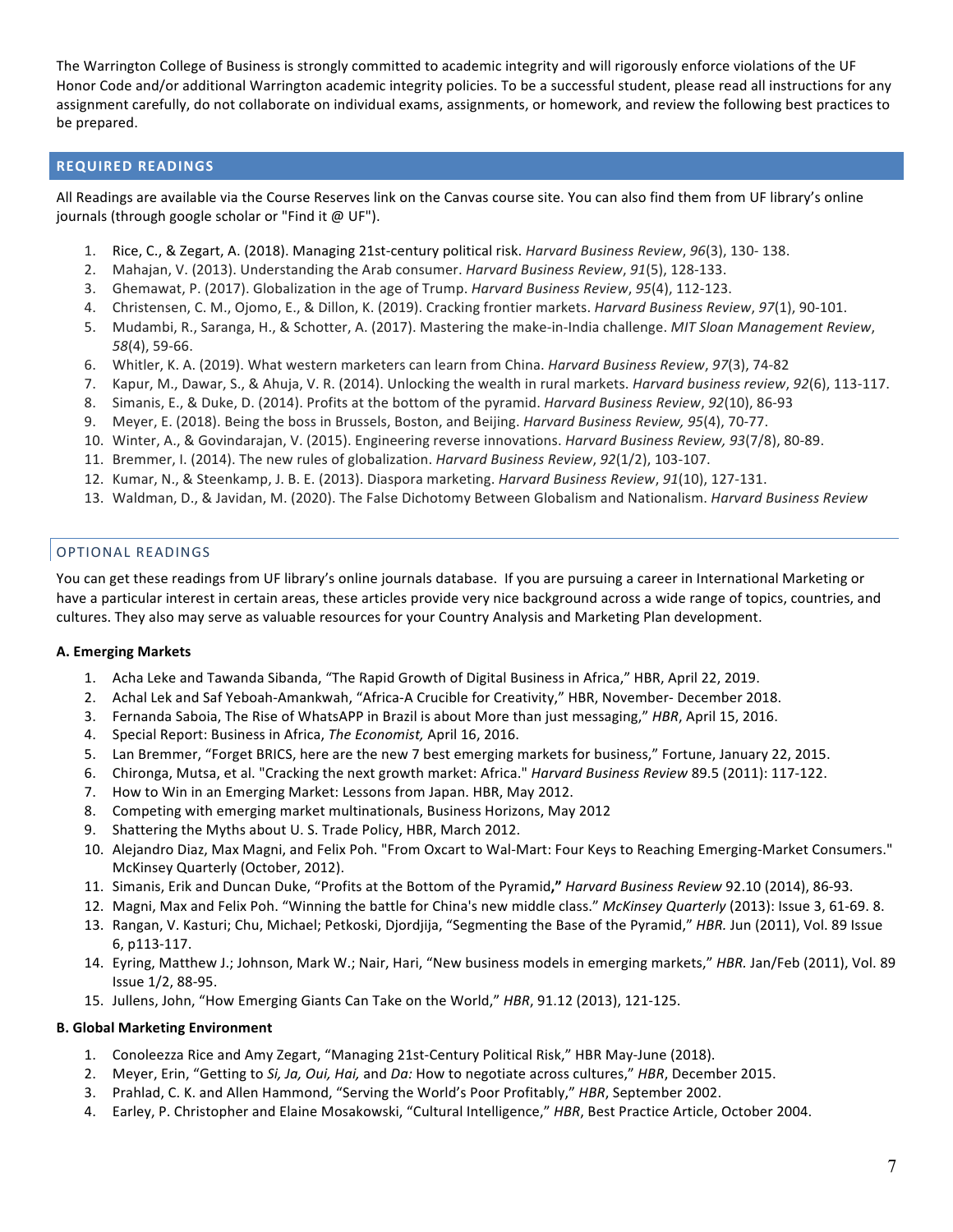The Warrington College of Business is strongly committed to academic integrity and will rigorously enforce violations of the UF Honor Code and/or additional Warrington academic integrity policies. To be a successful student, please read all instructions for any assignment carefully, do not collaborate on individual exams, assignments, or homework, and review the following best practices to be prepared.

## REQUIRED READINGS

All Readings are available via the Course Reserves link on the Canvas course site. You can also find them from UF library's online journals (through google scholar or "Find it @ UF").

1. Rice, C., & Zegart, A. (2018). Managing 21st-century political risk. *Harvard Business Review*, *96*(3), 130- 138.
2. Mahajan, V. (2013). Understanding the Arab consumer. *Harvard Business Review*, *91*(5), 128-133.
3. Ghemawat, P. (2017). Globalization in the age of Trump. *Harvard Business Review*, *95*(4), 112-123.
4. Christensen, C. M., Ojomo, E., & Dillon, K. (2019). Cracking frontier markets. *Harvard Business Review*, *97*(1), 90-101.
5. Mudambi, R., Saranga, H., & Schotter, A. (2017). Mastering the make-in-India challenge. *MIT Sloan Management Review*, *58*(4), 59-66.
6. Whitler, K. A. (2019). What western marketers can learn from China. *Harvard Business Review*, *97*(3), 74-82
7. Kapur, M., Dawar, S., & Ahuja, V. R. (2014). Unlocking the wealth in rural markets. *Harvard business review*, *92*(6), 113-117.
8. Simanis, E., & Duke, D. (2014). Profits at the bottom of the pyramid. *Harvard Business Review*, *92*(10), 86-93
9. Meyer, E. (2018). Being the boss in Brussels, Boston, and Beijing. *Harvard Business Review, 95*(4), 70-77.
10. Winter, A., & Govindarajan, V. (2015). Engineering reverse innovations. *Harvard Business Review, 93*(7/8), 80-89.
11. Bremmer, I. (2014). The new rules of globalization. *Harvard Business Review*, *92*(1/2), 103-107.
12. Kumar, N., & Steenkamp, J. B. E. (2013). Diaspora marketing. *Harvard Business Review*, *91*(10), 127-131.
13. Waldman, D., & Javidan, M. (2020). The False Dichotomy Between Globalism and Nationalism. *Harvard Business Review*

## OPTIONAL READINGS

You can get these readings from UF library's online journals database. If you are pursuing a career in International Marketing or have a particular interest in certain areas, these articles provide very nice background across a wide range of topics, countries, and cultures. They also may serve as valuable resources for your Country Analysis and Marketing Plan development.

### A. Emerging Markets

1. Acha Leke and Tawanda Sibanda, "The Rapid Growth of Digital Business in Africa," HBR, April 22, 2019.
2. Achal Lek and Saf Yeboah-Amankwah, "Africa-A Crucible for Creativity," HBR, November- December 2018.
3. Fernanda Saboia, The Rise of WhatsAPP in Brazil is about More than just messaging," *HBR*, April 15, 2016.
4. Special Report: Business in Africa, *The Economist,* April 16, 2016.
5. Lan Bremmer, "Forget BRICS, here are the new 7 best emerging markets for business," Fortune, January 22, 2015.
6. Chironga, Mutsa, et al. "Cracking the next growth market: Africa." *Harvard Business Review* 89.5 (2011): 117-122.
7. How to Win in an Emerging Market: Lessons from Japan. HBR, May 2012.
8. Competing with emerging market multinationals, Business Horizons, May 2012
9. Shattering the Myths about U. S. Trade Policy, HBR, March 2012.
10. Alejandro Diaz, Max Magni, and Felix Poh. "From Oxcart to Wal-Mart: Four Keys to Reaching Emerging-Market Consumers." McKinsey Quarterly (October, 2012).
11. Simanis, Erik and Duncan Duke, "Profits at the Bottom of the Pyramid**,"** *Harvard Business Review* 92.10 (2014), 86-93.
12. Magni, Max and Felix Poh. "Winning the battle for China's new middle class." *McKinsey Quarterly* (2013): Issue 3, 61-69. 8.
13. Rangan, V. Kasturi; Chu, Michael; Petkoski, Djordjija, "Segmenting the Base of the Pyramid," *HBR.* Jun (2011), Vol. 89 Issue 6, p113-117.
14. Eyring, Matthew J.; Johnson, Mark W.; Nair, Hari, "New business models in emerging markets," *HBR.* Jan/Feb (2011), Vol. 89 Issue 1/2, 88-95.
15. Jullens, John, "How Emerging Giants Can Take on the World," *HBR*, 91.12 (2013), 121-125.

### B. Global Marketing Environment

1. Conoleezza Rice and Amy Zegart, "Managing 21st-Century Political Risk," HBR May-June (2018).
2. Meyer, Erin, "Getting to *Si, Ja, Oui, Hai,* and *Da:* How to negotiate across cultures," *HBR*, December 2015.
3. Prahlad, C. K. and Allen Hammond, "Serving the World's Poor Profitably," *HBR*, September 2002.
4. Earley, P. Christopher and Elaine Mosakowski, "Cultural Intelligence," *HBR*, Best Practice Article, October 2004.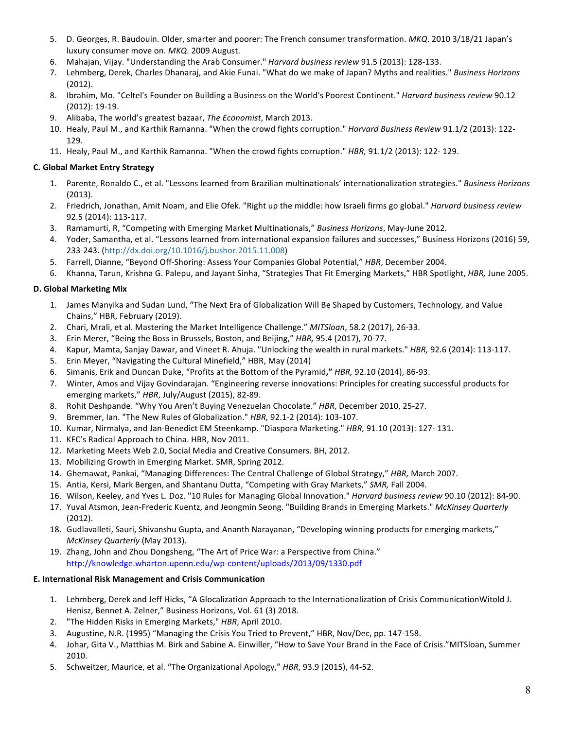5. D. Georges, R. Baudouin. Older, smarter and poorer: The French consumer transformation. *MKQ*. 2010 3/18/21 Japan's luxury consumer move on. *MKQ*. 2009 August.
6. Mahajan, Vijay. "Understanding the Arab Consumer." *Harvard business review* 91.5 (2013): 128-133.
7. Lehmberg, Derek, Charles Dhanaraj, and Akie Funai. "What do we make of Japan? Myths and realities." *Business Horizons* (2012).
8. Ibrahim, Mo. "Celtel's Founder on Building a Business on the World's Poorest Continent." *Harvard business review* 90.12 (2012): 19-19.
9. Alibaba, The world's greatest bazaar, *The Economist*, March 2013.
10. Healy, Paul M., and Karthik Ramanna. "When the crowd fights corruption." *Harvard Business Review* 91.1/2 (2013): 122-129.
11. Healy, Paul M., and Karthik Ramanna. "When the crowd fights corruption." *HBR,* 91.1/2 (2013): 122- 129.

**C. Global Market Entry Strategy**

1. Parente, Ronaldo C., et al. "Lessons learned from Brazilian multinationals' internationalization strategies." *Business Horizons* (2013).
2. Friedrich, Jonathan, Amit Noam, and Elie Ofek. "Right up the middle: how Israeli firms go global." *Harvard business review* 92.5 (2014): 113-117.
3. Ramamurti, R, "Competing with Emerging Market Multinationals," *Business Horizons*, May-June 2012.
4. Yoder, Samantha, et al. "Lessons learned from international expansion failures and successes," Business Horizons (2016) 59, 233-243. (http://dx.doi.org/10.1016/j.bushor.2015.11.008)
5. Farrell, Dianne, "Beyond Off-Shoring: Assess Your Companies Global Potential," *HBR*, December 2004.
6. Khanna, Tarun, Krishna G. Palepu, and Jayant Sinha, "Strategies That Fit Emerging Markets," HBR Spotlight, *HBR,* June 2005.

**D. Global Marketing Mix**

1. James Manyika and Sudan Lund, "The Next Era of Globalization Will Be Shaped by Customers, Technology, and Value Chains," HBR, February (2019).
2. Chari, Mrali, et al. Mastering the Market Intelligence Challenge." *MITSloan*, 58.2 (2017), 26-33.
3. Erin Merer, "Being the Boss in Brussels, Boston, and Beijing," *HBR,* 95.4 (2017), 70-77.
4. Kapur, Mamta, Sanjay Dawar, and Vineet R. Ahuja. "Unlocking the wealth in rural markets." *HBR,* 92.6 (2014): 113-117.
5. Erin Meyer, "Navigating the Cultural Minefield," HBR, May (2014)
6. Simanis, Erik and Duncan Duke, "Profits at the Bottom of the Pyramid**,"** *HBR,* 92.10 (2014), 86-93.
7. Winter, Amos and Vijay Govindarajan. "Engineering reverse innovations: Principles for creating successful products for emerging markets," *HBR*, July/August (2015), 82-89.
8. Rohit Deshpande. "Why You Aren't Buying Venezuelan Chocolate." *HBR*, December 2010, 25-27.
9. Bremmer, Ian. "The New Rules of Globalization." *HBR,* 92.1-2 (2014): 103-107.
10. Kumar, Nirmalya, and Jan-Benedict EM Steenkamp. "Diaspora Marketing." *HBR,* 91.10 (2013): 127- 131.
11. KFC's Radical Approach to China. HBR, Nov 2011.
12. Marketing Meets Web 2.0, Social Media and Creative Consumers. BH, 2012.
13. Mobilizing Growth in Emerging Market. SMR, Spring 2012.
14. Ghemawat, Pankai, "Managing Differences: The Central Challenge of Global Strategy," *HBR,* March 2007.
15. Antia, Kersi, Mark Bergen, and Shantanu Dutta, "Competing with Gray Markets," *SMR,* Fall 2004.
16. Wilson, Keeley, and Yves L. Doz. "10 Rules for Managing Global Innovation." *Harvard business review* 90.10 (2012): 84-90.
17. Yuval Atsmon, Jean-Frederic Kuentz, and Jeongmin Seong. "Building Brands in Emerging Markets." *McKinsey Quarterly* (2012).
18. Gudlavalleti, Sauri, Shivanshu Gupta, and Ananth Narayanan, "Developing winning products for emerging markets," *McKinsey Quarterly* (May 2013).
19. Zhang, John and Zhou Dongsheng, "The Art of Price War: a Perspective from China." http://knowledge.wharton.upenn.edu/wp-content/uploads/2013/09/1330.pdf

**E. International Risk Management and Crisis Communication**

1. Lehmberg, Derek and Jeff Hicks, "A Glocalization Approach to the Internationalization of Crisis CommunicationWitold J. Henisz, Bennet A. Zelner," Business Horizons, Vol. 61 (3) 2018.
2. "The Hidden Risks in Emerging Markets," *HBR*, April 2010.
3. Augustine, N.R. (1995) "Managing the Crisis You Tried to Prevent," HBR, Nov/Dec, pp. 147-158.
4. Johar, Gita V., Matthias M. Birk and Sabine A. Einwiller, "How to Save Your Brand in the Face of Crisis."MITSloan, Summer 2010.
5. Schweitzer, Maurice, et al. "The Organizational Apology," *HBR*, 93.9 (2015), 44-52.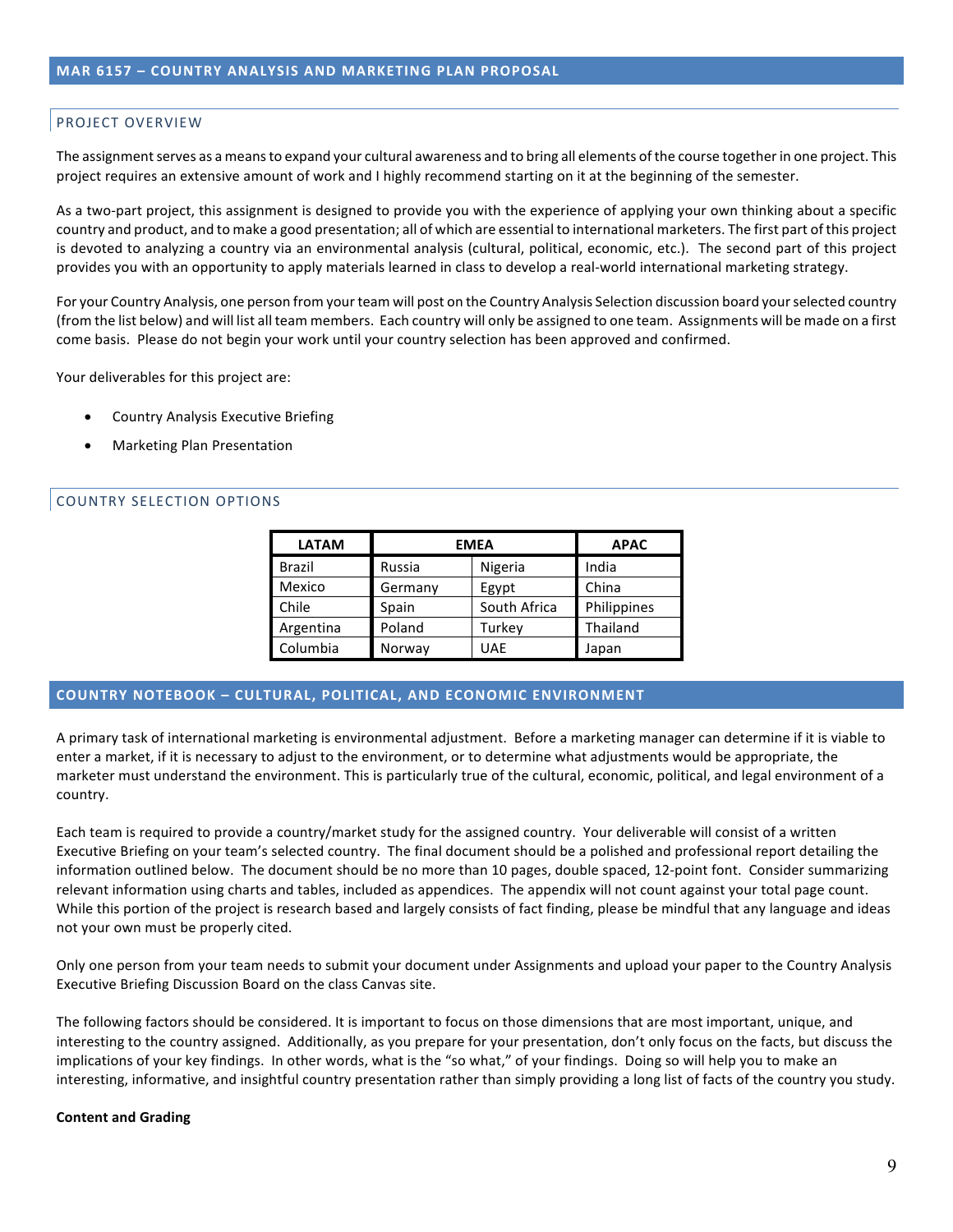## MAR 6157 – COUNTRY ANALYSIS AND MARKETING PLAN PROPOSAL

### PROJECT OVERVIEW

The assignment serves as a means to expand your cultural awareness and to bring all elements of the course together in one project. This project requires an extensive amount of work and I highly recommend starting on it at the beginning of the semester.

As a two-part project, this assignment is designed to provide you with the experience of applying your own thinking about a specific country and product, and to make a good presentation; all of which are essential to international marketers. The first part of this project is devoted to analyzing a country via an environmental analysis (cultural, political, economic, etc.). The second part of this project provides you with an opportunity to apply materials learned in class to develop a real-world international marketing strategy.

For your Country Analysis, one person from your team will post on the Country Analysis Selection discussion board your selected country (from the list below) and will list all team members. Each country will only be assigned to one team. Assignments will be made on a first come basis. Please do not begin your work until your country selection has been approved and confirmed.

Your deliverables for this project are:

- Country Analysis Executive Briefing
- Marketing Plan Presentation

### COUNTRY SELECTION OPTIONS

| LATAM | EMEA | | APAC |
|---|---|---|---|
| Brazil | Russia | Nigeria | India |
| Mexico | Germany | Egypt | China |
| Chile | Spain | South Africa | Philippines |
| Argentina | Poland | Turkey | Thailand |
| Columbia | Norway | UAE | Japan |

## COUNTRY NOTEBOOK – CULTURAL, POLITICAL, AND ECONOMIC ENVIRONMENT

A primary task of international marketing is environmental adjustment. Before a marketing manager can determine if it is viable to enter a market, if it is necessary to adjust to the environment, or to determine what adjustments would be appropriate, the marketer must understand the environment. This is particularly true of the cultural, economic, political, and legal environment of a country.

Each team is required to provide a country/market study for the assigned country. Your deliverable will consist of a written Executive Briefing on your team's selected country. The final document should be a polished and professional report detailing the information outlined below. The document should be no more than 10 pages, double spaced, 12-point font. Consider summarizing relevant information using charts and tables, included as appendices. The appendix will not count against your total page count. While this portion of the project is research based and largely consists of fact finding, please be mindful that any language and ideas not your own must be properly cited.

Only one person from your team needs to submit your document under Assignments and upload your paper to the Country Analysis Executive Briefing Discussion Board on the class Canvas site.

The following factors should be considered. It is important to focus on those dimensions that are most important, unique, and interesting to the country assigned. Additionally, as you prepare for your presentation, don't only focus on the facts, but discuss the implications of your key findings. In other words, what is the "so what," of your findings. Doing so will help you to make an interesting, informative, and insightful country presentation rather than simply providing a long list of facts of the country you study.

**Content and Grading**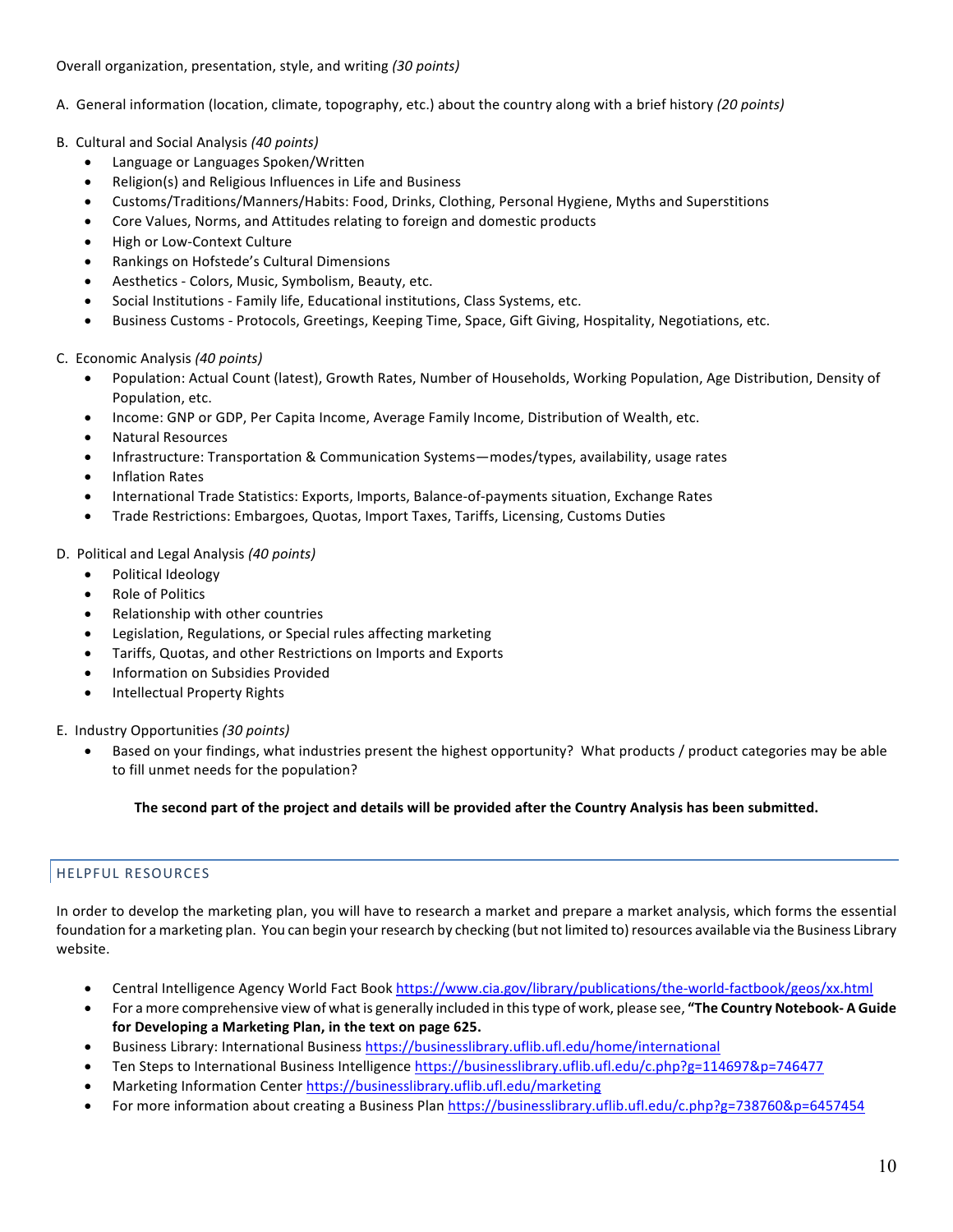Overall organization, presentation, style, and writing *(30 points)*

A. General information (location, climate, topography, etc.) about the country along with a brief history *(20 points)*

B. Cultural and Social Analysis *(40 points)*
- Language or Languages Spoken/Written
- Religion(s) and Religious Influences in Life and Business
- Customs/Traditions/Manners/Habits: Food, Drinks, Clothing, Personal Hygiene, Myths and Superstitions
- Core Values, Norms, and Attitudes relating to foreign and domestic products
- High or Low-Context Culture
- Rankings on Hofstede's Cultural Dimensions
- Aesthetics - Colors, Music, Symbolism, Beauty, etc.
- Social Institutions - Family life, Educational institutions, Class Systems, etc.
- Business Customs - Protocols, Greetings, Keeping Time, Space, Gift Giving, Hospitality, Negotiations, etc.

C. Economic Analysis *(40 points)*
- Population: Actual Count (latest), Growth Rates, Number of Households, Working Population, Age Distribution, Density of Population, etc.
- Income: GNP or GDP, Per Capita Income, Average Family Income, Distribution of Wealth, etc.
- Natural Resources
- Infrastructure: Transportation & Communication Systems—modes/types, availability, usage rates
- Inflation Rates
- International Trade Statistics: Exports, Imports, Balance-of-payments situation, Exchange Rates
- Trade Restrictions: Embargoes, Quotas, Import Taxes, Tariffs, Licensing, Customs Duties

D. Political and Legal Analysis *(40 points)*
- Political Ideology
- Role of Politics
- Relationship with other countries
- Legislation, Regulations, or Special rules affecting marketing
- Tariffs, Quotas, and other Restrictions on Imports and Exports
- Information on Subsidies Provided
- Intellectual Property Rights

E. Industry Opportunities *(30 points)*
- Based on your findings, what industries present the highest opportunity? What products / product categories may be able to fill unmet needs for the population?

**The second part of the project and details will be provided after the Country Analysis has been submitted.**

## HELPFUL RESOURCES

In order to develop the marketing plan, you will have to research a market and prepare a market analysis, which forms the essential foundation for a marketing plan. You can begin your research by checking (but not limited to) resources available via the Business Library website.

- Central Intelligence Agency World Fact Book https://www.cia.gov/library/publications/the-world-factbook/geos/xx.html
- For a more comprehensive view of what is generally included in this type of work, please see, **"The Country Notebook- A Guide for Developing a Marketing Plan, in the text on page 625.**
- Business Library: International Business https://businesslibrary.uflib.ufl.edu/home/international
- Ten Steps to International Business Intelligence https://businesslibrary.uflib.ufl.edu/c.php?g=114697&p=746477
- Marketing Information Center https://businesslibrary.uflib.ufl.edu/marketing
- For more information about creating a Business Plan https://businesslibrary.uflib.ufl.edu/c.php?g=738760&p=6457454